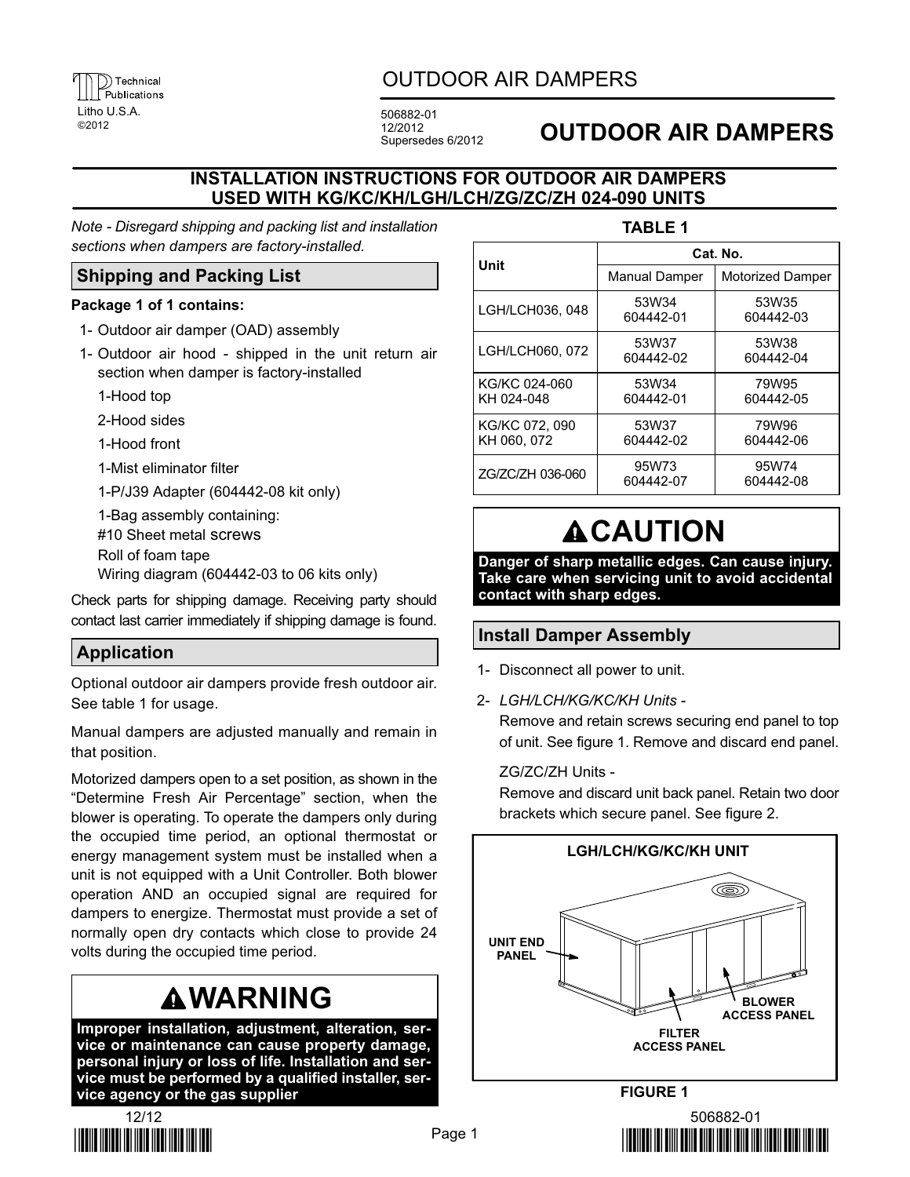# OUTDOOR AIR DAMPERS

506882-01
12/2012
Supersedes 6/2012

## INSTALLATION INSTRUCTIONS FOR OUTDOOR AIR DAMPERS USED WITH KG/KC/KH/LGH/LCH/ZG/ZC/ZH 024-090 UNITS

*Note - Disregard shipping and packing list and installation sections when dampers are factory-installed.*

## Shipping and Packing List

**Package 1 of 1 contains:**

1- Outdoor air damper (OAD) assembly

1- Outdoor air hood - shipped in the unit return air section when damper is factory-installed

- 1-Hood top
- 2-Hood sides
- 1-Hood front
- 1-Mist eliminator filter
- 1-P/J39 Adapter (604442-08 kit only)
- 1-Bag assembly containing:
  - #10 Sheet metal screws
  - Roll of foam tape
  - Wiring diagram (604442-03 to 06 kits only)

Check parts for shipping damage. Receiving party should contact last carrier immediately if shipping damage is found.

## Application

Optional outdoor air dampers provide fresh outdoor air. See table 1 for usage.

Manual dampers are adjusted manually and remain in that position.

Motorized dampers open to a set position, as shown in the "Determine Fresh Air Percentage" section, when the blower is operating. To operate the dampers only during the occupied time period, an optional thermostat or energy management system must be installed when a unit is not equipped with a Unit Controller. Both blower operation AND an occupied signal are required for dampers to energize. Thermostat must provide a set of normally open dry contacts which close to provide 24 volts during the occupied time period.

## ⚠WARNING

**Improper installation, adjustment, alteration, service or maintenance can cause property damage, personal injury or loss of life. Installation and service must be performed by a qualified installer, service agency or the gas supplier**

**TABLE 1**

| Unit | Cat. No. | |
|---|---|---|
| | Manual Damper | Motorized Damper |
| LGH/LCH036, 048 | 53W34<br>604442-01 | 53W35<br>604442-03 |
| LGH/LCH060, 072 | 53W37<br>604442-02 | 53W38<br>604442-04 |
| KG/KC 024-060<br>KH 024-048 | 53W34<br>604442-01 | 79W95<br>604442-05 |
| KG/KC 072, 090<br>KH 060, 072 | 53W37<br>604442-02 | 79W96<br>604442-06 |
| ZG/ZC/ZH 036-060 | 95W73<br>604442-07 | 95W74<br>604442-08 |

## ⚠CAUTION

**Danger of sharp metallic edges. Can cause injury. Take care when servicing unit to avoid accidental contact with sharp edges.**

## Install Damper Assembly

1- Disconnect all power to unit.

2- *LGH/LCH/KG/KC/KH Units -*
Remove and retain screws securing end panel to top of unit. See figure 1. Remove and discard end panel.

ZG/ZC/ZH Units -
Remove and discard unit back panel. Retain two door brackets which secure panel. See figure 2.

LGH/LCH/KG/KC/KH UNIT

UNIT END PANEL

FILTER ACCESS PANEL

BLOWER ACCESS PANEL

**FIGURE 1**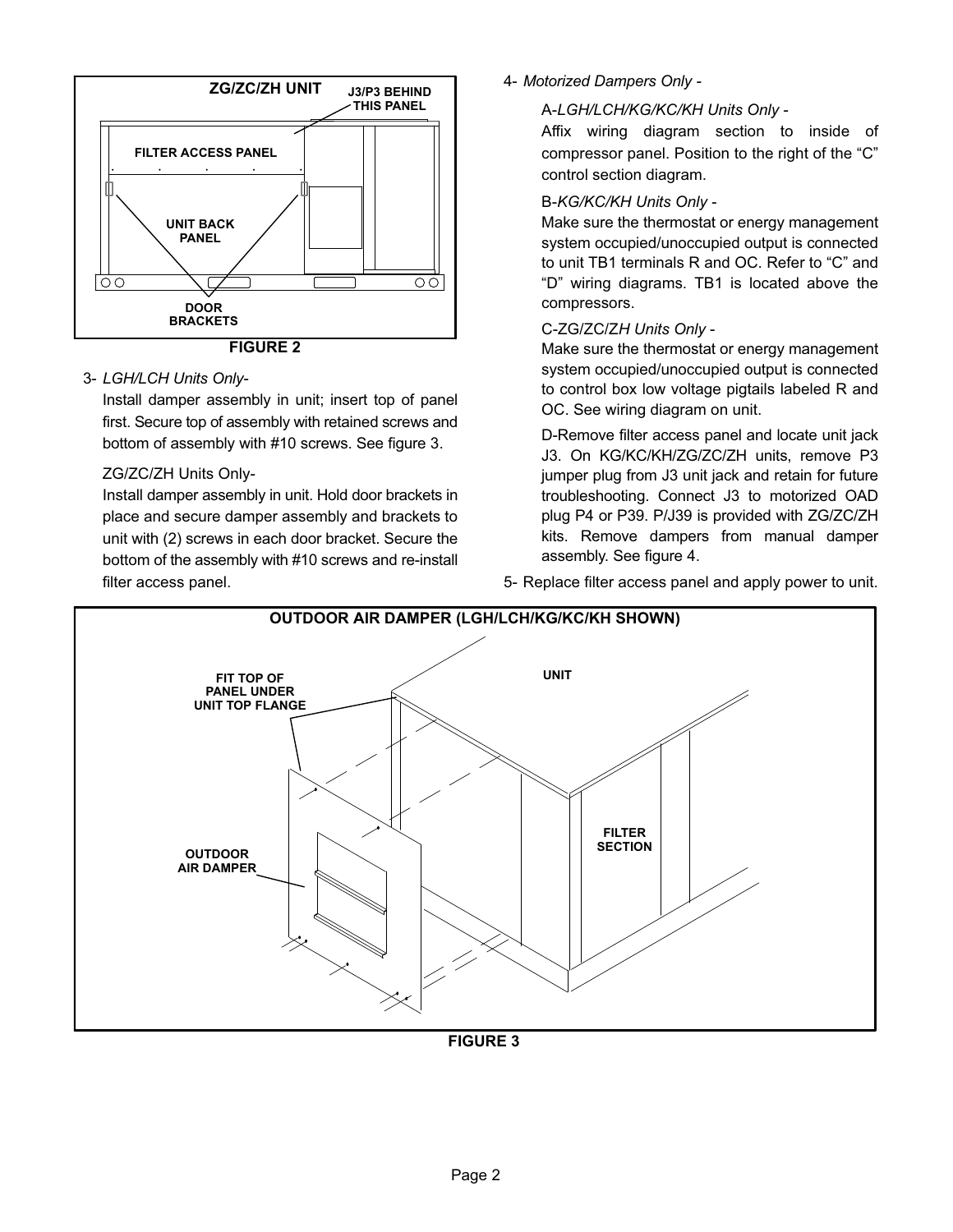**ZG/ZC/ZH UNIT**

FIGURE 2

3- *LGH/LCH Units Only-*

Install damper assembly in unit; insert top of panel first. Secure top of assembly with retained screws and bottom of assembly with #10 screws. See figure 3.

ZG/ZC/ZH Units Only-

Install damper assembly in unit. Hold door brackets in place and secure damper assembly and brackets to unit with (2) screws in each door bracket. Secure the bottom of the assembly with #10 screws and re-install filter access panel.

4- *Motorized Dampers Only -*

A-*LGH/LCH/KG/KC/KH Units Only -*

Affix wiring diagram section to inside of compressor panel. Position to the right of the “C” control section diagram.

B-*KG/KC/KH Units Only -*

Make sure the thermostat or energy management system occupied/unoccupied output is connected to unit TB1 terminals R and OC. Refer to “C” and “D” wiring diagrams. TB1 is located above the compressors.

C-ZG/ZC/Z*H Units Only -*

Make sure the thermostat or energy management system occupied/unoccupied output is connected to control box low voltage pigtails labeled R and OC. See wiring diagram on unit.

D-Remove filter access panel and locate unit jack J3. On KG/KC/KH/ZG/ZC/ZH units, remove P3 jumper plug from J3 unit jack and retain for future troubleshooting. Connect J3 to motorized OAD plug P4 or P39. P/J39 is provided with ZG/ZC/ZH kits. Remove dampers from manual damper assembly. See figure 4.

5- Replace filter access panel and apply power to unit.

**OUTDOOR AIR DAMPER (LGH/LCH/KG/KC/KH SHOWN)**

FIGURE 3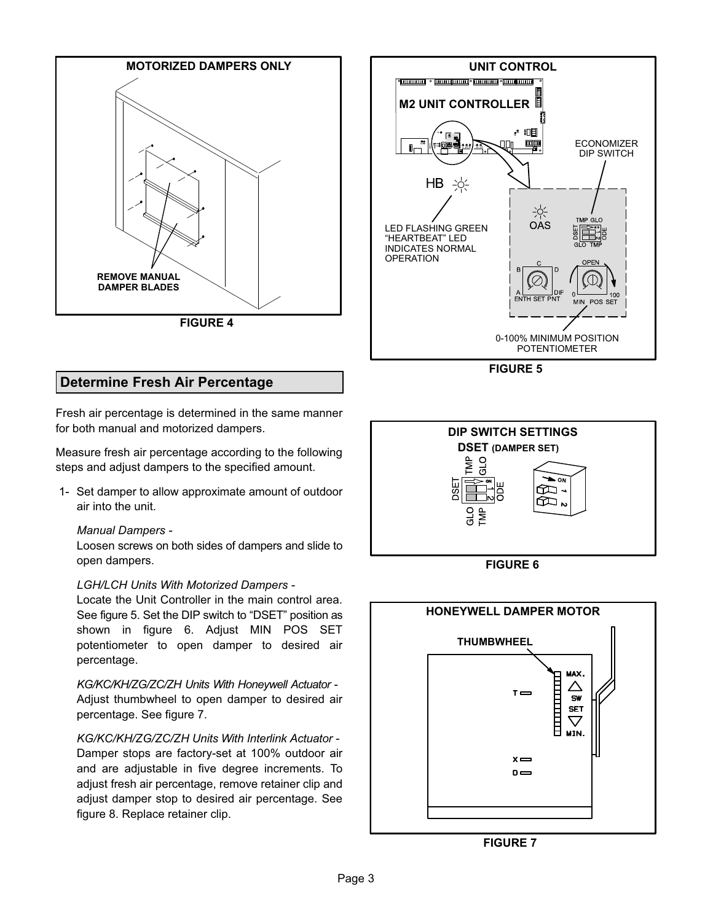**MOTORIZED DAMPERS ONLY**

**REMOVE MANUAL DAMPER BLADES**

**FIGURE 4**

## Determine Fresh Air Percentage

Fresh air percentage is determined in the same manner for both manual and motorized dampers.

Measure fresh air percentage according to the following steps and adjust dampers to the specified amount.

1- Set damper to allow approximate amount of outdoor air into the unit.

*Manual Dampers -*
Loosen screws on both sides of dampers and slide to open dampers.

*LGH/LCH Units With Motorized Dampers -*
Locate the Unit Controller in the main control area. See figure 5. Set the DIP switch to "DSET" position as shown in figure 6. Adjust MIN POS SET potentiometer to open damper to desired air percentage.

*KG/KC/KH/ZG/ZC/ZH Units With Honeywell Actuator -*
Adjust thumbwheel to open damper to desired air percentage. See figure 7.

*KG/KC/KH/ZG/ZC/ZH Units With Interlink Actuator -*
Damper stops are factory-set at 100% outdoor air and are adjustable in five degree increments. To adjust fresh air percentage, remove retainer clip and adjust damper stop to desired air percentage. See figure 8. Replace retainer clip.

**UNIT CONTROL**

M2 UNIT CONTROLLER

HB

LED FLASHING GREEN "HEARTBEAT" LED INDICATES NORMAL OPERATION

ECONOMIZER DIP SWITCH

OAS

TMP GLO DSET ODE GLO TMP

ENTH SET PNT

A B C D DIF

OPEN

0 100 MIN POS SET

0-100% MINIMUM POSITION POTENTIOMETER

**FIGURE 5**

**DIP SWITCH SETTINGS**

**DSET (DAMPER SET)**

TMP GLO DSET ODE GLO TMP ON 1 2

**FIGURE 6**

**HONEYWELL DAMPER MOTOR**

**THUMBWHEEL**

T MAX. SW SET MIN. X D

**FIGURE 7**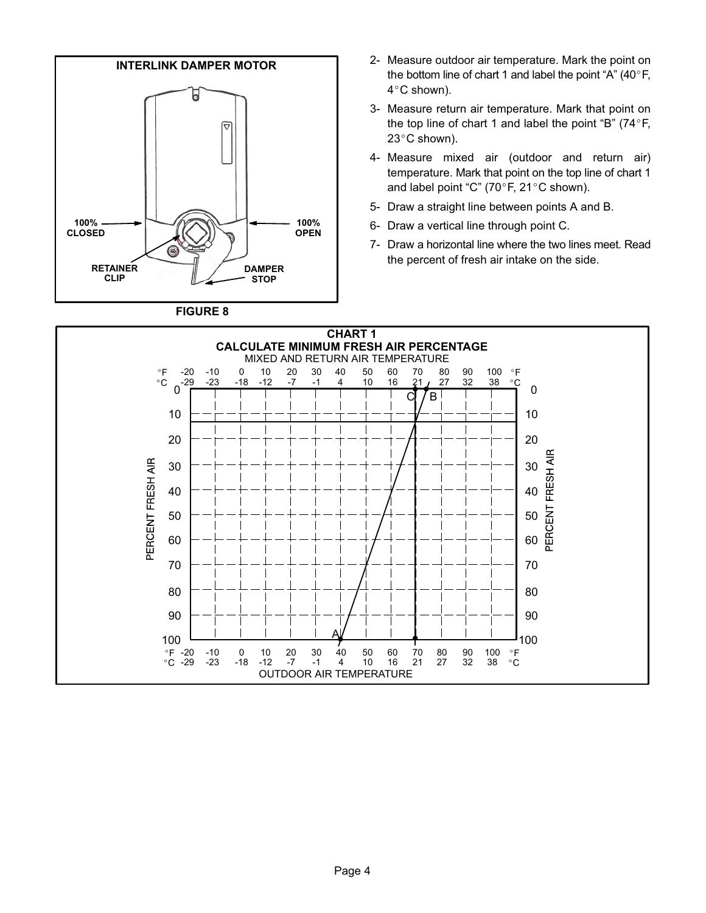**INTERLINK DAMPER MOTOR**

100% CLOSED

100% OPEN

RETAINER CLIP

DAMPER STOP

FIGURE 8

2- Measure outdoor air temperature. Mark the point on the bottom line of chart 1 and label the point “A” (40°F, 4°C shown).

3- Measure return air temperature. Mark that point on the top line of chart 1 and label the point “B” (74°F, 23°C shown).

4- Measure mixed air (outdoor and return air) temperature. Mark that point on the top line of chart 1 and label point “C” (70°F, 21°C shown).

5- Draw a straight line between points A and B.

6- Draw a vertical line through point C.

7- Draw a horizontal line where the two lines meet. Read the percent of fresh air intake on the side.

**CHART 1**
**CALCULATE MINIMUM FRESH AIR PERCENTAGE**

MIXED AND RETURN AIR TEMPERATURE

| °F | -20 | -10 | 0 | 10 | 20 | 30 | 40 | 50 | 60 | 70 | 80 | 90 | 100 |
|---|---|---|---|---|---|---|---|---|---|---|---|---|---|
| °C | -29 | -23 | -18 | -12 | -7 | -1 | 4 | 10 | 16 | 21 | 27 | 32 | 38 |

PERCENT FRESH AIR: 0, 10, 20, 30, 40, 50, 60, 70, 80, 90, 100

OUTDOOR AIR TEMPERATURE

| °F | -20 | -10 | 0 | 10 | 20 | 30 | 40 | 50 | 60 | 70 | 80 | 90 | 100 |
|---|---|---|---|---|---|---|---|---|---|---|---|---|---|
| °C | -29 | -23 | -18 | -12 | -7 | -1 | 4 | 10 | 16 | 21 | 27 | 32 | 38 |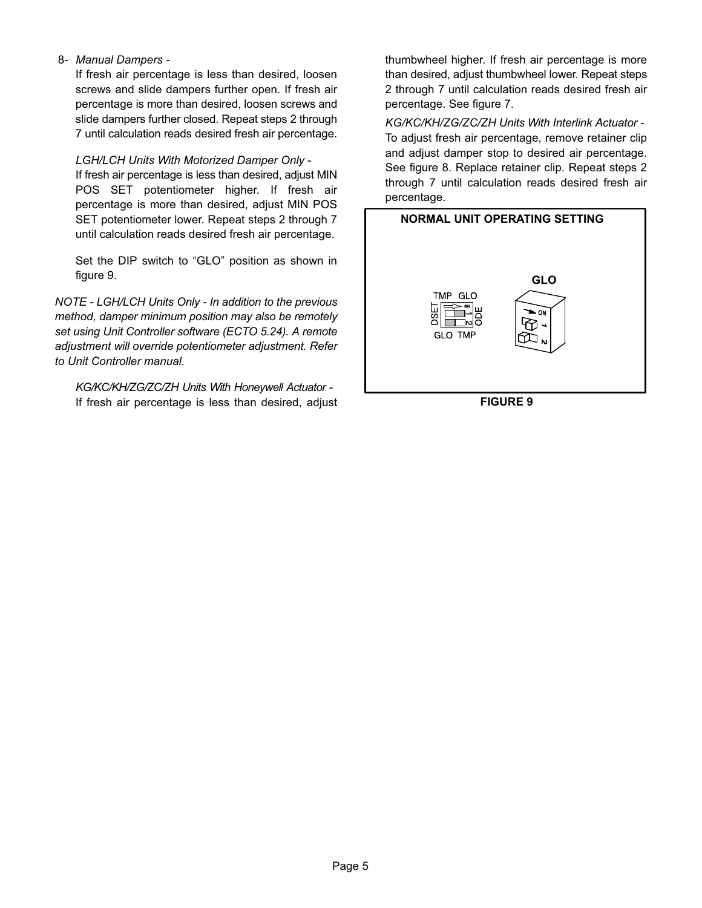8- *Manual Dampers* -

If fresh air percentage is less than desired, loosen screws and slide dampers further open. If fresh air percentage is more than desired, loosen screws and slide dampers further closed. Repeat steps 2 through 7 until calculation reads desired fresh air percentage.

*LGH/LCH Units With Motorized Damper Only* -

If fresh air percentage is less than desired, adjust MIN POS SET potentiometer higher. If fresh air percentage is more than desired, adjust MIN POS SET potentiometer lower. Repeat steps 2 through 7 until calculation reads desired fresh air percentage.

Set the DIP switch to "GLO" position as shown in figure 9.

*NOTE - LGH/LCH Units Only - In addition to the previous method, damper minimum position may also be remotely set using Unit Controller software (ECTO 5.24). A remote adjustment will override potentiometer adjustment. Refer to Unit Controller manual.*

*KG/KC/KH/ZG/ZC/ZH Units With Honeywell Actuator* -

If fresh air percentage is less than desired, adjust thumbwheel higher. If fresh air percentage is more than desired, adjust thumbwheel lower. Repeat steps 2 through 7 until calculation reads desired fresh air percentage. See figure 7.

*KG/KC/KH/ZG/ZC/ZH Units With Interlink Actuator* -

To adjust fresh air percentage, remove retainer clip and adjust damper stop to desired air percentage. See figure 8. Replace retainer clip. Repeat steps 2 through 7 until calculation reads desired fresh air percentage.

**NORMAL UNIT OPERATING SETTING**

GLO

TMP GLO
DSET ODE
GLO TMP
ON 1 2

**FIGURE 9**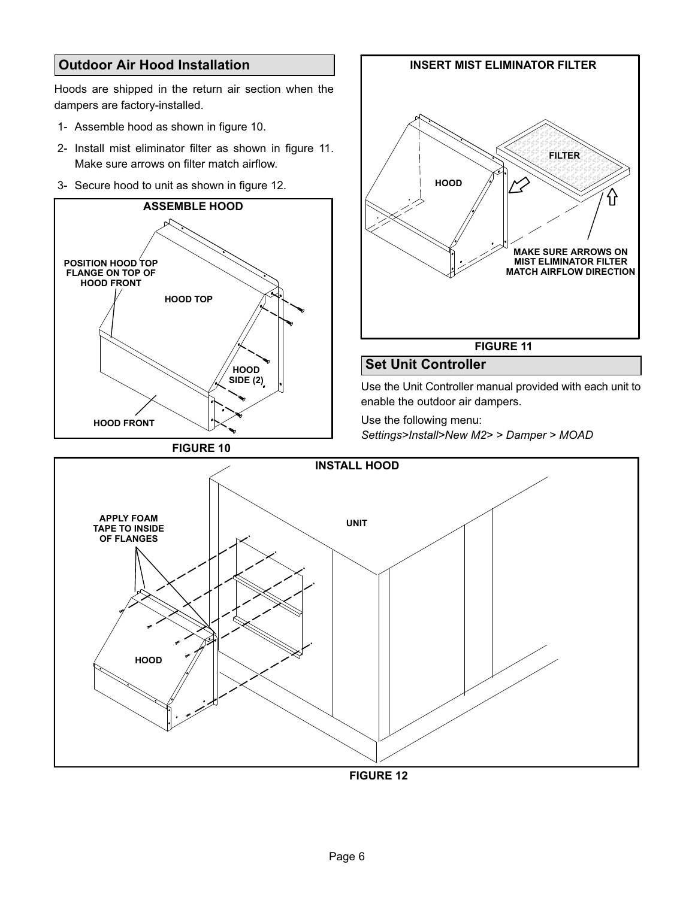## Outdoor Air Hood Installation

Hoods are shipped in the return air section when the dampers are factory-installed.

1- Assemble hood as shown in figure 10.

2- Install mist eliminator filter as shown in figure 11. Make sure arrows on filter match airflow.

3- Secure hood to unit as shown in figure 12.

ASSEMBLE HOOD

POSITION HOOD TOP FLANGE ON TOP OF HOOD FRONT

HOOD TOP

HOOD SIDE (2)

HOOD FRONT

FIGURE 10

INSERT MIST ELIMINATOR FILTER

FILTER

HOOD

MAKE SURE ARROWS ON MIST ELIMINATOR FILTER MATCH AIRFLOW DIRECTION

FIGURE 11

## Set Unit Controller

Use the Unit Controller manual provided with each unit to enable the outdoor air dampers.

Use the following menu:
*Settings>Install>New M2> > Damper > MOAD*

INSTALL HOOD

APPLY FOAM TAPE TO INSIDE OF FLANGES

UNIT

HOOD

FIGURE 12